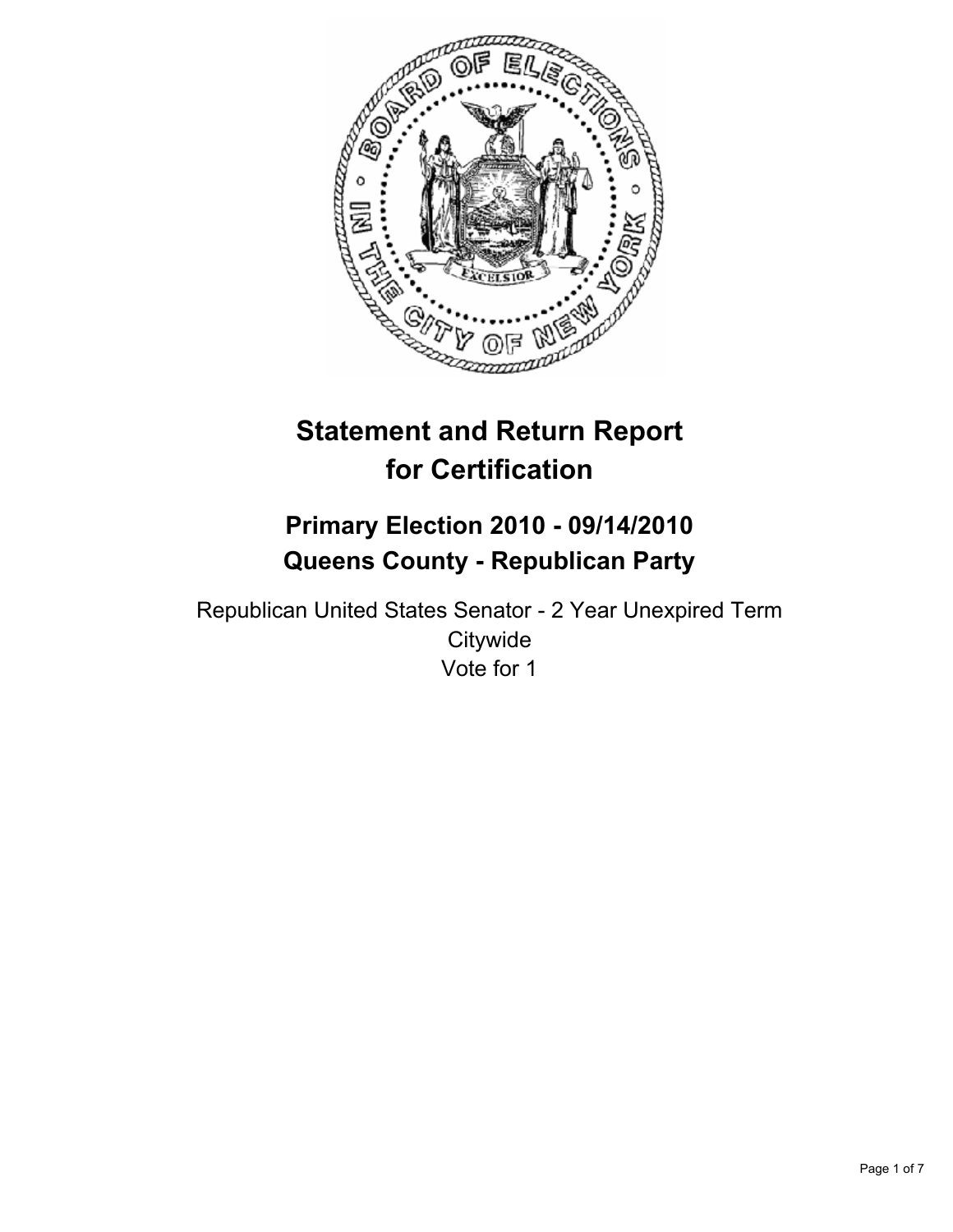# Statement and Return Report for Certification

## Primary Election 2010 - 09/14/2010
## Queens County - Republican Party

Republican United States Senator - 2 Year Unexpired Term
Citywide
Vote for 1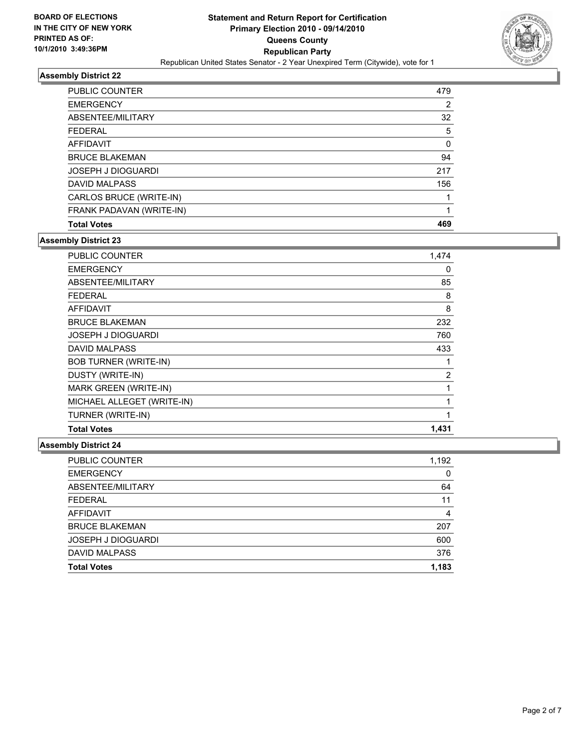**BOARD OF ELECTIONS IN THE CITY OF NEW YORK PRINTED AS OF: 10/1/2010 3:49:36PM**

# Statement and Return Report for Certification
## Primary Election 2010 - 09/14/2010
## Queens County
## Republican Party
Republican United States Senator - 2 Year Unexpired Term (Citywide), vote for 1

### Assembly District 22

| | |
|---|---|
| PUBLIC COUNTER | 479 |
| EMERGENCY | 2 |
| ABSENTEE/MILITARY | 32 |
| FEDERAL | 5 |
| AFFIDAVIT | 0 |
| BRUCE BLAKEMAN | 94 |
| JOSEPH J DIOGUARDI | 217 |
| DAVID MALPASS | 156 |
| CARLOS BRUCE (WRITE-IN) | 1 |
| FRANK PADAVAN (WRITE-IN) | 1 |
| **Total Votes** | **469** |

### Assembly District 23

| | |
|---|---|
| PUBLIC COUNTER | 1,474 |
| EMERGENCY | 0 |
| ABSENTEE/MILITARY | 85 |
| FEDERAL | 8 |
| AFFIDAVIT | 8 |
| BRUCE BLAKEMAN | 232 |
| JOSEPH J DIOGUARDI | 760 |
| DAVID MALPASS | 433 |
| BOB TURNER (WRITE-IN) | 1 |
| DUSTY (WRITE-IN) | 2 |
| MARK GREEN (WRITE-IN) | 1 |
| MICHAEL ALLEGET (WRITE-IN) | 1 |
| TURNER (WRITE-IN) | 1 |
| **Total Votes** | **1,431** |

### Assembly District 24

| | |
|---|---|
| PUBLIC COUNTER | 1,192 |
| EMERGENCY | 0 |
| ABSENTEE/MILITARY | 64 |
| FEDERAL | 11 |
| AFFIDAVIT | 4 |
| BRUCE BLAKEMAN | 207 |
| JOSEPH J DIOGUARDI | 600 |
| DAVID MALPASS | 376 |
| **Total Votes** | **1,183** |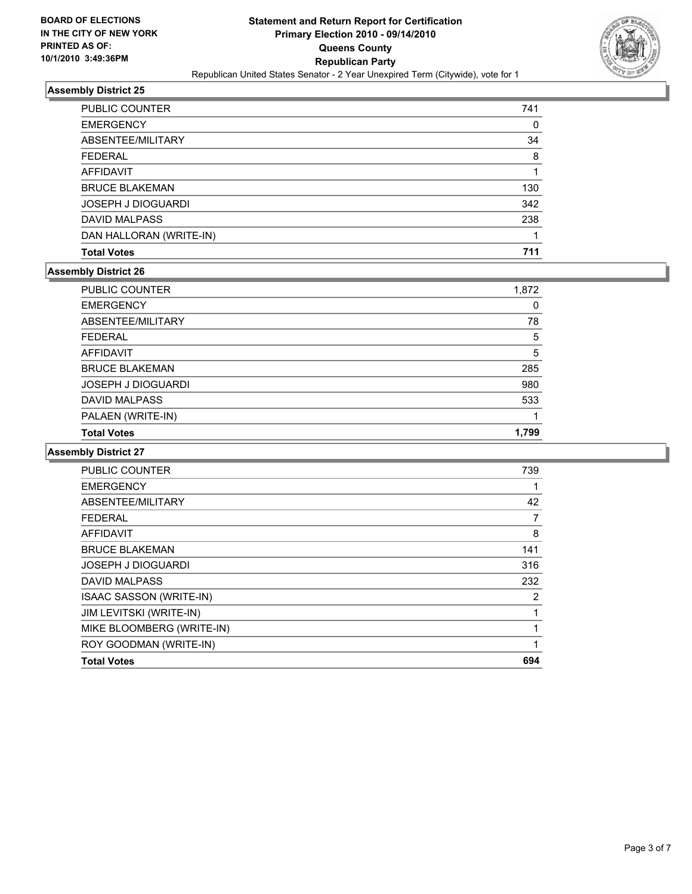**BOARD OF ELECTIONS**
**IN THE CITY OF NEW YORK**
**PRINTED AS OF:**
**10/1/2010 3:49:36PM**

# Statement and Return Report for Certification
## Primary Election 2010 - 09/14/2010
## Queens County
## Republican Party

Republican United States Senator - 2 Year Unexpired Term (Citywide), vote for 1

### Assembly District 25

| | |
|---|---|
| PUBLIC COUNTER | 741 |
| EMERGENCY | 0 |
| ABSENTEE/MILITARY | 34 |
| FEDERAL | 8 |
| AFFIDAVIT | 1 |
| BRUCE BLAKEMAN | 130 |
| JOSEPH J DIOGUARDI | 342 |
| DAVID MALPASS | 238 |
| DAN HALLORAN (WRITE-IN) | 1 |
| **Total Votes** | **711** |

### Assembly District 26

| | |
|---|---|
| PUBLIC COUNTER | 1,872 |
| EMERGENCY | 0 |
| ABSENTEE/MILITARY | 78 |
| FEDERAL | 5 |
| AFFIDAVIT | 5 |
| BRUCE BLAKEMAN | 285 |
| JOSEPH J DIOGUARDI | 980 |
| DAVID MALPASS | 533 |
| PALAEN (WRITE-IN) | 1 |
| **Total Votes** | **1,799** |

### Assembly District 27

| | |
|---|---|
| PUBLIC COUNTER | 739 |
| EMERGENCY | 1 |
| ABSENTEE/MILITARY | 42 |
| FEDERAL | 7 |
| AFFIDAVIT | 8 |
| BRUCE BLAKEMAN | 141 |
| JOSEPH J DIOGUARDI | 316 |
| DAVID MALPASS | 232 |
| ISAAC SASSON (WRITE-IN) | 2 |
| JIM LEVITSKI (WRITE-IN) | 1 |
| MIKE BLOOMBERG (WRITE-IN) | 1 |
| ROY GOODMAN (WRITE-IN) | 1 |
| **Total Votes** | **694** |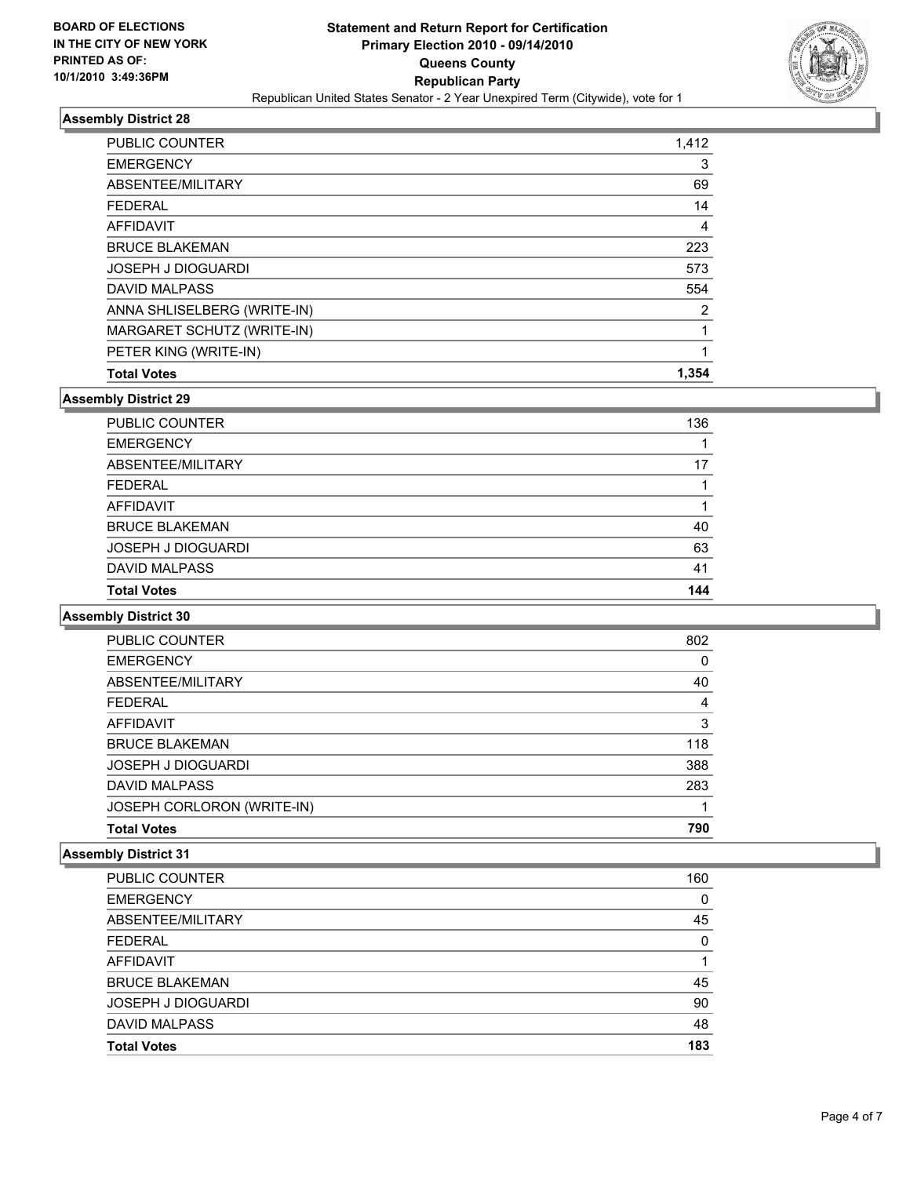**BOARD OF ELECTIONS IN THE CITY OF NEW YORK PRINTED AS OF: 10/1/2010 3:49:36PM**

# Statement and Return Report for Certification
## Primary Election 2010 - 09/14/2010
## Queens County
## Republican Party
### Republican United States Senator - 2 Year Unexpired Term (Citywide), vote for 1

### Assembly District 28

| | |
|---|---|
| PUBLIC COUNTER | 1,412 |
| EMERGENCY | 3 |
| ABSENTEE/MILITARY | 69 |
| FEDERAL | 14 |
| AFFIDAVIT | 4 |
| BRUCE BLAKEMAN | 223 |
| JOSEPH J DIOGUARDI | 573 |
| DAVID MALPASS | 554 |
| ANNA SHLISELBERG (WRITE-IN) | 2 |
| MARGARET SCHUTZ (WRITE-IN) | 1 |
| PETER KING (WRITE-IN) | 1 |
| **Total Votes** | **1,354** |

### Assembly District 29

| | |
|---|---|
| PUBLIC COUNTER | 136 |
| EMERGENCY | 1 |
| ABSENTEE/MILITARY | 17 |
| FEDERAL | 1 |
| AFFIDAVIT | 1 |
| BRUCE BLAKEMAN | 40 |
| JOSEPH J DIOGUARDI | 63 |
| DAVID MALPASS | 41 |
| **Total Votes** | **144** |

### Assembly District 30

| | |
|---|---|
| PUBLIC COUNTER | 802 |
| EMERGENCY | 0 |
| ABSENTEE/MILITARY | 40 |
| FEDERAL | 4 |
| AFFIDAVIT | 3 |
| BRUCE BLAKEMAN | 118 |
| JOSEPH J DIOGUARDI | 388 |
| DAVID MALPASS | 283 |
| JOSEPH CORLORON (WRITE-IN) | 1 |
| **Total Votes** | **790** |

### Assembly District 31

| | |
|---|---|
| PUBLIC COUNTER | 160 |
| EMERGENCY | 0 |
| ABSENTEE/MILITARY | 45 |
| FEDERAL | 0 |
| AFFIDAVIT | 1 |
| BRUCE BLAKEMAN | 45 |
| JOSEPH J DIOGUARDI | 90 |
| DAVID MALPASS | 48 |
| **Total Votes** | **183** |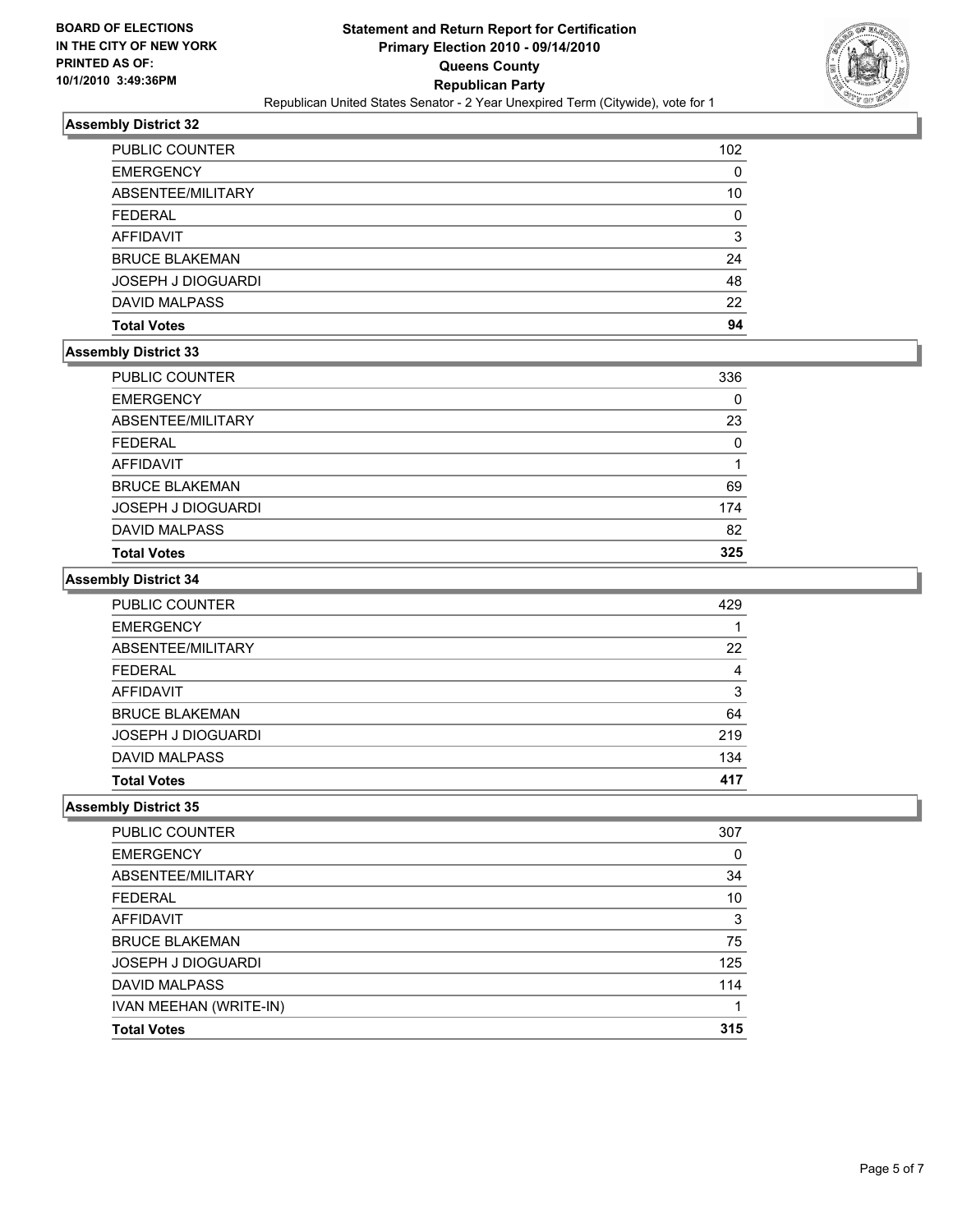**BOARD OF ELECTIONS IN THE CITY OF NEW YORK PRINTED AS OF: 10/1/2010 3:49:36PM**

**Statement and Return Report for Certification**
**Primary Election 2010 - 09/14/2010**
**Queens County**
**Republican Party**
Republican United States Senator - 2 Year Unexpired Term (Citywide), vote for 1

## Assembly District 32

| | |
|---|---|
| PUBLIC COUNTER | 102 |
| EMERGENCY | 0 |
| ABSENTEE/MILITARY | 10 |
| FEDERAL | 0 |
| AFFIDAVIT | 3 |
| BRUCE BLAKEMAN | 24 |
| JOSEPH J DIOGUARDI | 48 |
| DAVID MALPASS | 22 |
| **Total Votes** | **94** |

## Assembly District 33

| | |
|---|---|
| PUBLIC COUNTER | 336 |
| EMERGENCY | 0 |
| ABSENTEE/MILITARY | 23 |
| FEDERAL | 0 |
| AFFIDAVIT | 1 |
| BRUCE BLAKEMAN | 69 |
| JOSEPH J DIOGUARDI | 174 |
| DAVID MALPASS | 82 |
| **Total Votes** | **325** |

## Assembly District 34

| | |
|---|---|
| PUBLIC COUNTER | 429 |
| EMERGENCY | 1 |
| ABSENTEE/MILITARY | 22 |
| FEDERAL | 4 |
| AFFIDAVIT | 3 |
| BRUCE BLAKEMAN | 64 |
| JOSEPH J DIOGUARDI | 219 |
| DAVID MALPASS | 134 |
| **Total Votes** | **417** |

## Assembly District 35

| | |
|---|---|
| PUBLIC COUNTER | 307 |
| EMERGENCY | 0 |
| ABSENTEE/MILITARY | 34 |
| FEDERAL | 10 |
| AFFIDAVIT | 3 |
| BRUCE BLAKEMAN | 75 |
| JOSEPH J DIOGUARDI | 125 |
| DAVID MALPASS | 114 |
| IVAN MEEHAN (WRITE-IN) | 1 |
| **Total Votes** | **315** |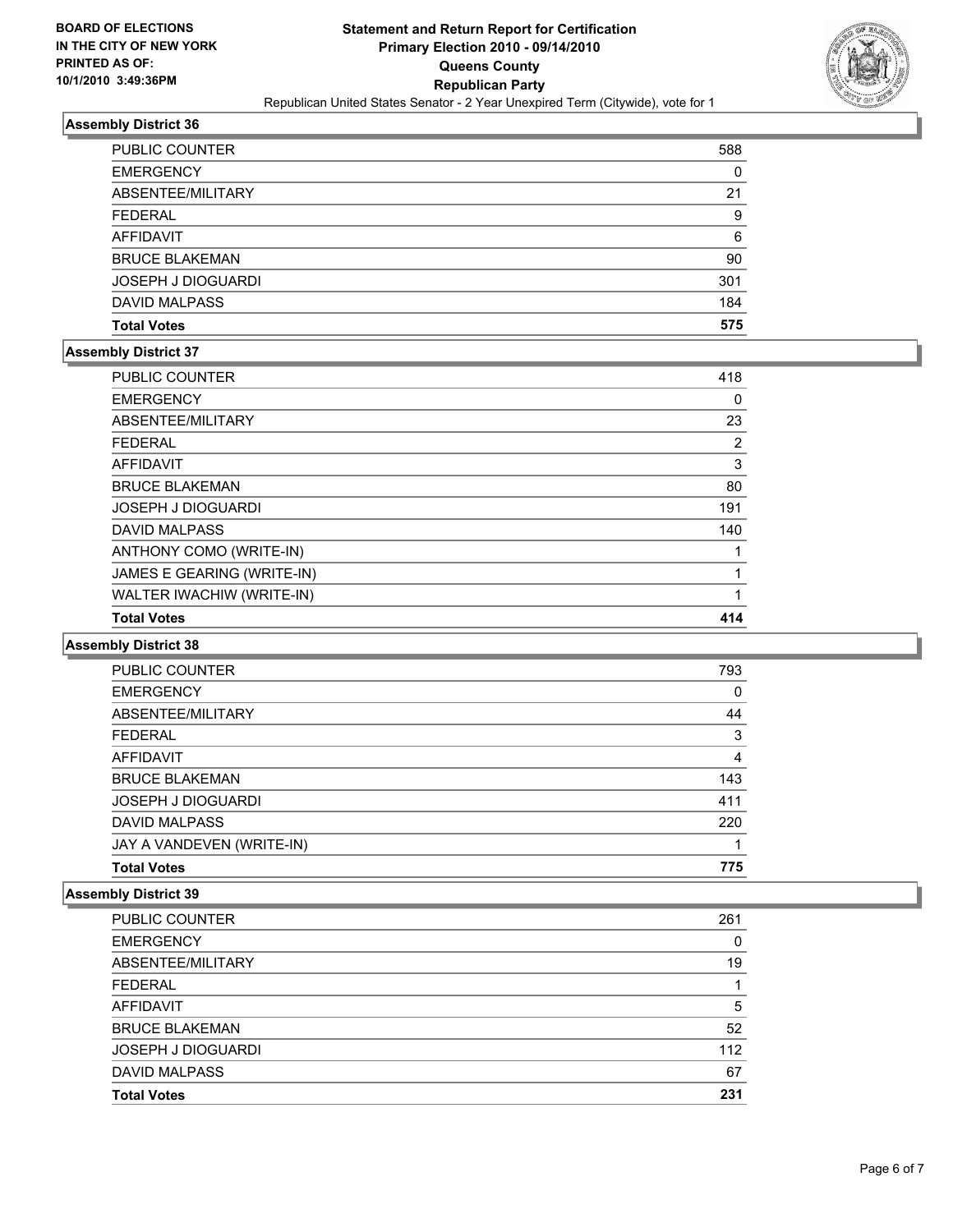BOARD OF ELECTIONS
IN THE CITY OF NEW YORK
PRINTED AS OF:
10/1/2010 3:49:36PM

**Statement and Return Report for Certification**
**Primary Election 2010 - 09/14/2010**
**Queens County**
**Republican Party**
Republican United States Senator - 2 Year Unexpired Term (Citywide), vote for 1

### Assembly District 36

| | |
|---|---|
| PUBLIC COUNTER | 588 |
| EMERGENCY | 0 |
| ABSENTEE/MILITARY | 21 |
| FEDERAL | 9 |
| AFFIDAVIT | 6 |
| BRUCE BLAKEMAN | 90 |
| JOSEPH J DIOGUARDI | 301 |
| DAVID MALPASS | 184 |
| **Total Votes** | **575** |

### Assembly District 37

| | |
|---|---|
| PUBLIC COUNTER | 418 |
| EMERGENCY | 0 |
| ABSENTEE/MILITARY | 23 |
| FEDERAL | 2 |
| AFFIDAVIT | 3 |
| BRUCE BLAKEMAN | 80 |
| JOSEPH J DIOGUARDI | 191 |
| DAVID MALPASS | 140 |
| ANTHONY COMO (WRITE-IN) | 1 |
| JAMES E GEARING (WRITE-IN) | 1 |
| WALTER IWACHIW (WRITE-IN) | 1 |
| **Total Votes** | **414** |

### Assembly District 38

| | |
|---|---|
| PUBLIC COUNTER | 793 |
| EMERGENCY | 0 |
| ABSENTEE/MILITARY | 44 |
| FEDERAL | 3 |
| AFFIDAVIT | 4 |
| BRUCE BLAKEMAN | 143 |
| JOSEPH J DIOGUARDI | 411 |
| DAVID MALPASS | 220 |
| JAY A VANDEVEN (WRITE-IN) | 1 |
| **Total Votes** | **775** |

### Assembly District 39

| | |
|---|---|
| PUBLIC COUNTER | 261 |
| EMERGENCY | 0 |
| ABSENTEE/MILITARY | 19 |
| FEDERAL | 1 |
| AFFIDAVIT | 5 |
| BRUCE BLAKEMAN | 52 |
| JOSEPH J DIOGUARDI | 112 |
| DAVID MALPASS | 67 |
| **Total Votes** | **231** |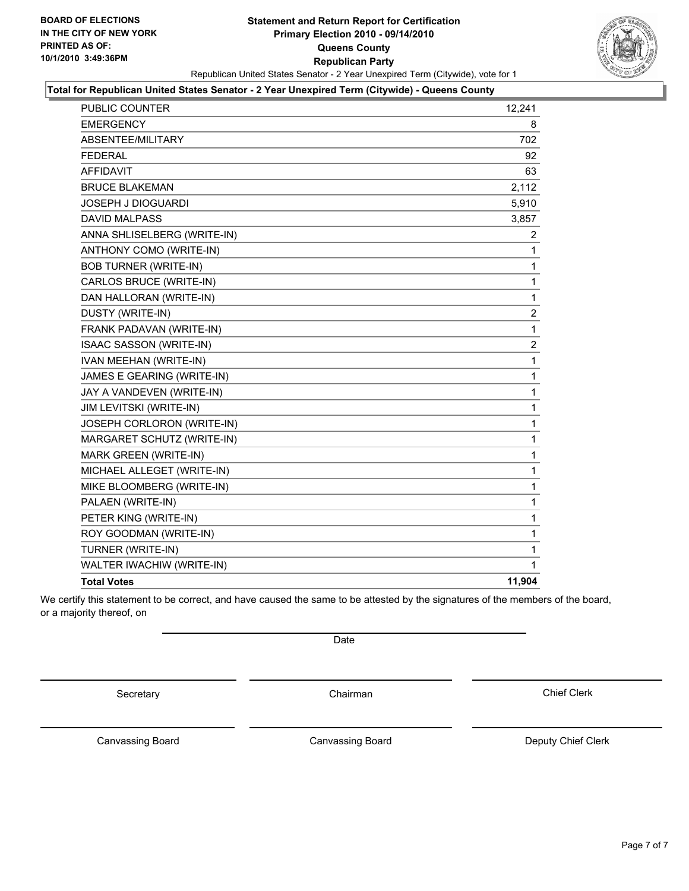BOARD OF ELECTIONS
IN THE CITY OF NEW YORK
PRINTED AS OF:
10/1/2010 3:49:36PM

# Statement and Return Report for Certification
## Primary Election 2010 - 09/14/2010
## Queens County
## Republican Party

Republican United States Senator - 2 Year Unexpired Term (Citywide), vote for 1

**Total for Republican United States Senator - 2 Year Unexpired Term (Citywide) - Queens County**

| | |
|---|---|
| PUBLIC COUNTER | 12,241 |
| EMERGENCY | 8 |
| ABSENTEE/MILITARY | 702 |
| FEDERAL | 92 |
| AFFIDAVIT | 63 |
| BRUCE BLAKEMAN | 2,112 |
| JOSEPH J DIOGUARDI | 5,910 |
| DAVID MALPASS | 3,857 |
| ANNA SHLISELBERG (WRITE-IN) | 2 |
| ANTHONY COMO (WRITE-IN) | 1 |
| BOB TURNER (WRITE-IN) | 1 |
| CARLOS BRUCE (WRITE-IN) | 1 |
| DAN HALLORAN (WRITE-IN) | 1 |
| DUSTY (WRITE-IN) | 2 |
| FRANK PADAVAN (WRITE-IN) | 1 |
| ISAAC SASSON (WRITE-IN) | 2 |
| IVAN MEEHAN (WRITE-IN) | 1 |
| JAMES E GEARING (WRITE-IN) | 1 |
| JAY A VANDEVEN (WRITE-IN) | 1 |
| JIM LEVITSKI (WRITE-IN) | 1 |
| JOSEPH CORLORON (WRITE-IN) | 1 |
| MARGARET SCHUTZ (WRITE-IN) | 1 |
| MARK GREEN (WRITE-IN) | 1 |
| MICHAEL ALLEGET (WRITE-IN) | 1 |
| MIKE BLOOMBERG (WRITE-IN) | 1 |
| PALAEN (WRITE-IN) | 1 |
| PETER KING (WRITE-IN) | 1 |
| ROY GOODMAN (WRITE-IN) | 1 |
| TURNER (WRITE-IN) | 1 |
| WALTER IWACHIW (WRITE-IN) | 1 |
| **Total Votes** | **11,904** |

We certify this statement to be correct, and have caused the same to be attested by the signatures of the members of the board, or a majority thereof, on

Date

Secretary | Chairman | Chief Clerk

Canvassing Board | Canvassing Board | Deputy Chief Clerk